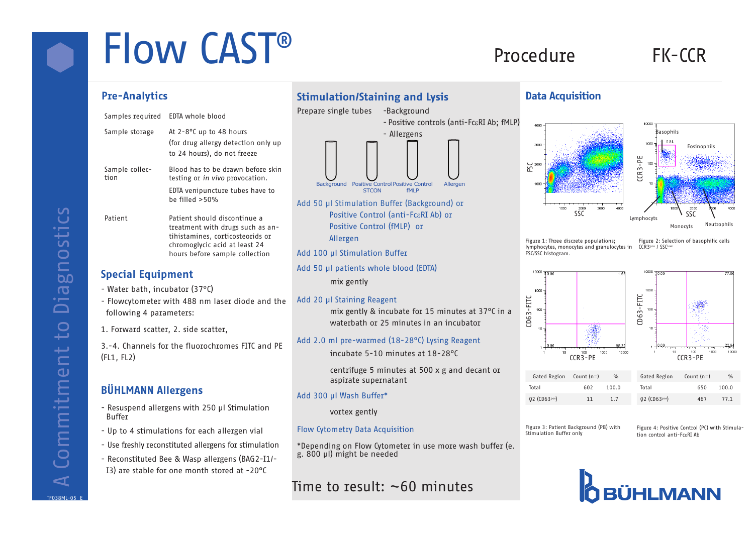# Flow CAST®

Procedure FK-CCR

## Pre-Analytics

| | |
|---|---|
| Samples required | EDTA whole blood |
| Sample storage | At 2-8°C up to 48 hours (for drug allergy detection only up to 24 hours), do not freeze |
| Sample collection | Blood has to be drawn before skin testing or *in vivo* provocation. EDTA venipuncture tubes have to be filled >50% |
| Patient | Patient should discontinue a treatment with drugs such as antihistamines, corticosteroids or chromoglycic acid at least 24 hours before sample collection |

## Special Equipment

- Water bath, incubator (37°C)
- Flowcytometer with 488 nm laser diode and the following 4 parameters:

1. Forward scatter, 2. side scatter,

3.-4. Channels for the fluorochromes FITC and PE (FL1, FL2)

## BÜHLMANN Allergens

- Resuspend allergens with 250 µl Stimulation Buffer
- Up to 4 stimulations for each allergen vial
- Use freshly reconstituted allergens for stimulation
- Reconstituted Bee & Wasp allergens (BAG2-I1/-I3) are stable for one month stored at -20°C

## Stimulation/Staining and Lysis

Prepare single tubes
- Background
- Positive controls (anti-FcεRI Ab; fMLP)
- Allergens

Background | Positive Control STCON | Positive Control fMLP | Allergen

Add 50 µl Stimulation Buffer (Background) or Positive Control (anti-FcεRI Ab) or Positive Control (fMLP) or Allergen

Add 100 µl Stimulation Buffer

Add 50 µl patients whole blood (EDTA)

mix gently

Add 20 µl Staining Reagent

mix gently & incubate for 15 minutes at 37°C in a waterbath or 25 minutes in an incubator

Add 2.0 ml pre-warmed (18-28°C) Lysing Reagent

incubate 5-10 minutes at 18-28°C

centrifuge 5 minutes at 500 x g and decant or aspirate supernatant

Add 300 µl Wash Buffer*

vortex gently

Flow Cytometry Data Acquisition

*Depending on Flow Cytometer in use more wash buffer (e.g. 800 µl) might be needed

Time to result: ~60 minutes

## Data Acquisition

FSC
SSC
4000
3000
2000
1000

Figure 1: Three discrete populations; lymphocytes, monocytes and granulocytes in FSC/SSC histogram.

CCR3-PE
SSC
Basophils
0.84
Eosinophils
Lymphocyts
Monocyts
Neutrophils

Figure 2: Selection of basophilic cells CCR3$^{pos}$ / SSC$^{low}$

CD63-FITC
CCR3-PE
0.00
1.69
0.00
98.31

| Gated Region | Count (n=) | % |
|---|---|---|
| Total | 602 | 100.0 |
| Q2 (CD63$^{pos}$) | 11 | 1.7 |

Figure 3: Patient Background (PB) with Stimulation Buffer only

CD63-FITC
CCR3-PE
0.00
77.06
0.00
22.94

| Gated Region | Count (n=) | % |
|---|---|---|
| Total | 650 | 100.0 |
| Q2 (CD63$^{pos}$) | 467 | 77.1 |

Figure 4: Positive Control (PC) with Stimulation control anti-FcεRI Ab

A Commitment to Diagnostics

BÜHLMANN

TF038ML-05_E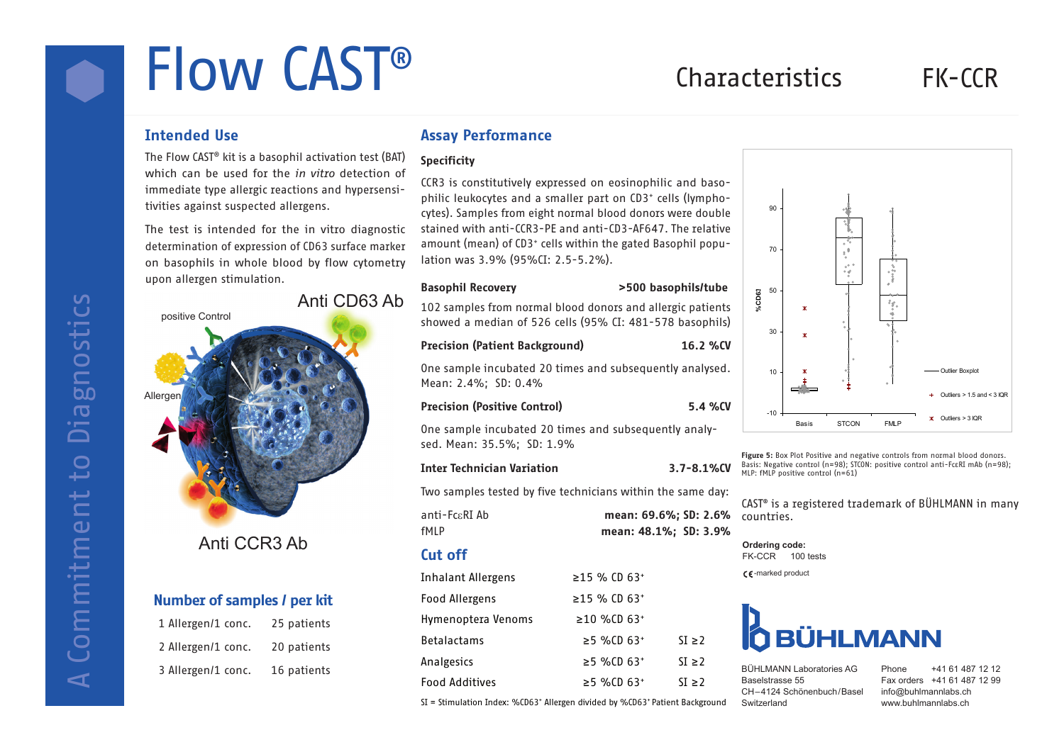# Flow CAST®

Characteristics FK-CCR

## Intended Use

The Flow CAST® kit is a basophil activation test (BAT) which can be used for the *in vitro* detection of immediate type allergic reactions and hypersensitivities against suspected allergens.

The test is intended for the in vitro diagnostic determination of expression of CD63 surface marker on basophils in whole blood by flow cytometry upon allergen stimulation.

Anti CD63 Ab

positive Control

Allergen

Anti CCR3 Ab

## Number of samples / per kit

| | |
|---|---|
| 1 Allergen/1 conc. | 25 patients |
| 2 Allergen/1 conc. | 20 patients |
| 3 Allergen/1 conc. | 16 patients |

## Assay Performance

### Specificity

CCR3 is constitutively expressed on eosinophilic and basophilic leukocytes and a smaller part on CD3⁺ cells (lymphocytes). Samples from eight normal blood donors were double stained with anti-CCR3-PE and anti-CD3-AF647. The relative amount (mean) of CD3⁺ cells within the gated Basophil population was 3.9% (95%CI: 2.5-5.2%).

**Basophil Recovery** **>500 basophils/tube**

102 samples from normal blood donors and allergic patients showed a median of 526 cells (95% CI: 481-578 basophils)

**Precision (Patient Background)** **16.2 %CV**

One sample incubated 20 times and subsequently analysed. Mean: 2.4%; SD: 0.4%

**Precision (Positive Control)** **5.4 %CV**

One sample incubated 20 times and subsequently analysed. Mean: 35.5%; SD: 1.9%

**Inter Technician Variation** **3.7-8.1%CV**

Two samples tested by five technicians within the same day:

| | |
|---|---|
| anti-FcεRI Ab | **mean: 69.6%; SD: 2.6%** |
| fMLP | **mean: 48.1%; SD: 3.9%** |

## Cut off

| | | |
|---|---|---|
| Inhalant Allergens | ≥15 % CD 63⁺ | |
| Food Allergens | ≥15 % CD 63⁺ | |
| Hymenoptera Venoms | ≥10 %CD 63⁺ | |
| Betalactams | ≥5 %CD 63⁺ | SI ≥2 |
| Analgesics | ≥5 %CD 63⁺ | SI ≥2 |
| Food Additives | ≥5 %CD 63⁺ | SI ≥2 |

SI = Stimulation Index: %CD63⁺ Allergen divided by %CD63⁺ Patient Background

%CD63

90
70
50
30
10
-10

Basis STCON FMLP

Outlier Boxplot
Outliers > 1.5 and < 3 IQR
Outliers > 3 IQR

**Figure 5:** Box Plot Positive and negative controls from normal blood donors. Basis: Negative control (n=98); STCON: positive control anti-FcεRI mAb (n=98); MLP: fMLP positive control (n=61)

CAST® is a registered trademark of BÜHLMANN in many countries.

**Ordering code:**
FK-CCR 100 tests

CE-marked product

BÜHLMANN

BÜHLMANN Laboratories AG
Baselstrasse 55
CH–4124 Schönenbuch/Basel
Switzerland

Phone +41 61 487 12 12
Fax orders +41 61 487 12 99
info@buhlmannlabs.ch
www.buhlmannlabs.ch

A Commitment to Diagnostics